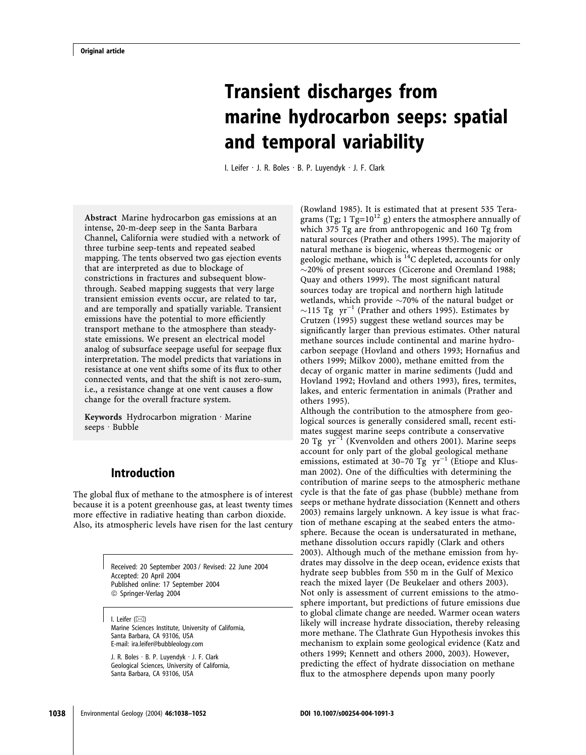Original article

# Transient discharges from marine hydrocarbon seeps: spatial and temporal variability

I. Leifer · J. R. Boles · B. P. Luyendyk · J. F. Clark

**Abstract** Marine hydrocarbon gas emissions at an intense, 20-m-deep seep in the Santa Barbara Channel, California were studied with a network of three turbine seep-tents and repeated seabed mapping. The tents observed two gas ejection events that are interpreted as due to blockage of constrictions in fractures and subsequent blow-through. Seabed mapping suggests that very large transient emission events occur, are related to tar, and are temporally and spatially variable. Transient emissions have the potential to more efficiently transport methane to the atmosphere than steady-state emissions. We present an electrical model analog of subsurface seepage useful for seepage flux interpretation. The model predicts that variations in resistance at one vent shifts some of its flux to other connected vents, and that the shift is not zero-sum, i.e., a resistance change at one vent causes a flow change for the overall fracture system.

**Keywords** Hydrocarbon migration · Marine seeps · Bubble

## Introduction

The global flux of methane to the atmosphere is of interest because it is a potent greenhouse gas, at least twenty times more effective in radiative heating than carbon dioxide. Also, its atmospheric levels have risen for the last century (Rowland 1985). It is estimated that at present 535 Teragrams (Tg; 1 Tg=$10^{12}$ g) enters the atmosphere annually of which 375 Tg are from anthropogenic and 160 Tg from natural sources (Prather and others 1995). The majority of natural methane is biogenic, whereas thermogenic or geologic methane, which is $^{14}C$ depleted, accounts for only ~20% of present sources (Cicerone and Oremland 1988; Quay and others 1999). The most significant natural sources today are tropical and northern high latitude wetlands, which provide ~70% of the natural budget or ~115 Tg $yr^{-1}$ (Prather and others 1995). Estimates by Crutzen (1995) suggest these wetland sources may be significantly larger than previous estimates. Other natural methane sources include continental and marine hydrocarbon seepage (Hovland and others 1993; Hornafius and others 1999; Milkov 2000), methane emitted from the decay of organic matter in marine sediments (Judd and Hovland 1992; Hovland and others 1993), fires, termites, lakes, and enteric fermentation in animals (Prather and others 1995).

Although the contribution to the atmosphere from geological sources is generally considered small, recent estimates suggest marine seeps contribute a conservative 20 Tg $yr^{-1}$ (Kvenvolden and others 2001). Marine seeps account for only part of the global geological methane emissions, estimated at 30–70 Tg $yr^{-1}$ (Etiope and Klusman 2002). One of the difficulties with determining the contribution of marine seeps to the atmospheric methane cycle is that the fate of gas phase (bubble) methane from seeps or methane hydrate dissociation (Kennett and others 2003) remains largely unknown. A key issue is what fraction of methane escaping at the seabed enters the atmosphere. Because the ocean is undersaturated in methane, methane dissolution occurs rapidly (Clark and others 2003). Although much of the methane emission from hydrates may dissolve in the deep ocean, evidence exists that hydrate seep bubbles from 550 m in the Gulf of Mexico reach the mixed layer (De Beukelaer and others 2003). Not only is assessment of current emissions to the atmosphere important, but predictions of future emissions due to global climate change are needed. Warmer ocean waters likely will increase hydrate dissociation, thereby releasing more methane. The Clathrate Gun Hypothesis invokes this mechanism to explain some geological evidence (Katz and others 1999; Kennett and others 2000, 2003). However, predicting the effect of hydrate dissociation on methane flux to the atmosphere depends upon many poorly

Received: 20 September 2003 / Revised: 22 June 2004
Accepted: 20 April 2004
Published online: 17 September 2004
© Springer-Verlag 2004

I. Leifer (✉)
Marine Sciences Institute, University of California,
Santa Barbara, CA 93106, USA
E-mail: ira.leifer@bubbleology.com

J. R. Boles · B. P. Luyendyk · J. F. Clark
Geological Sciences, University of California,
Santa Barbara, CA 93106, USA

DOI 10.1007/s00254-004-1091-3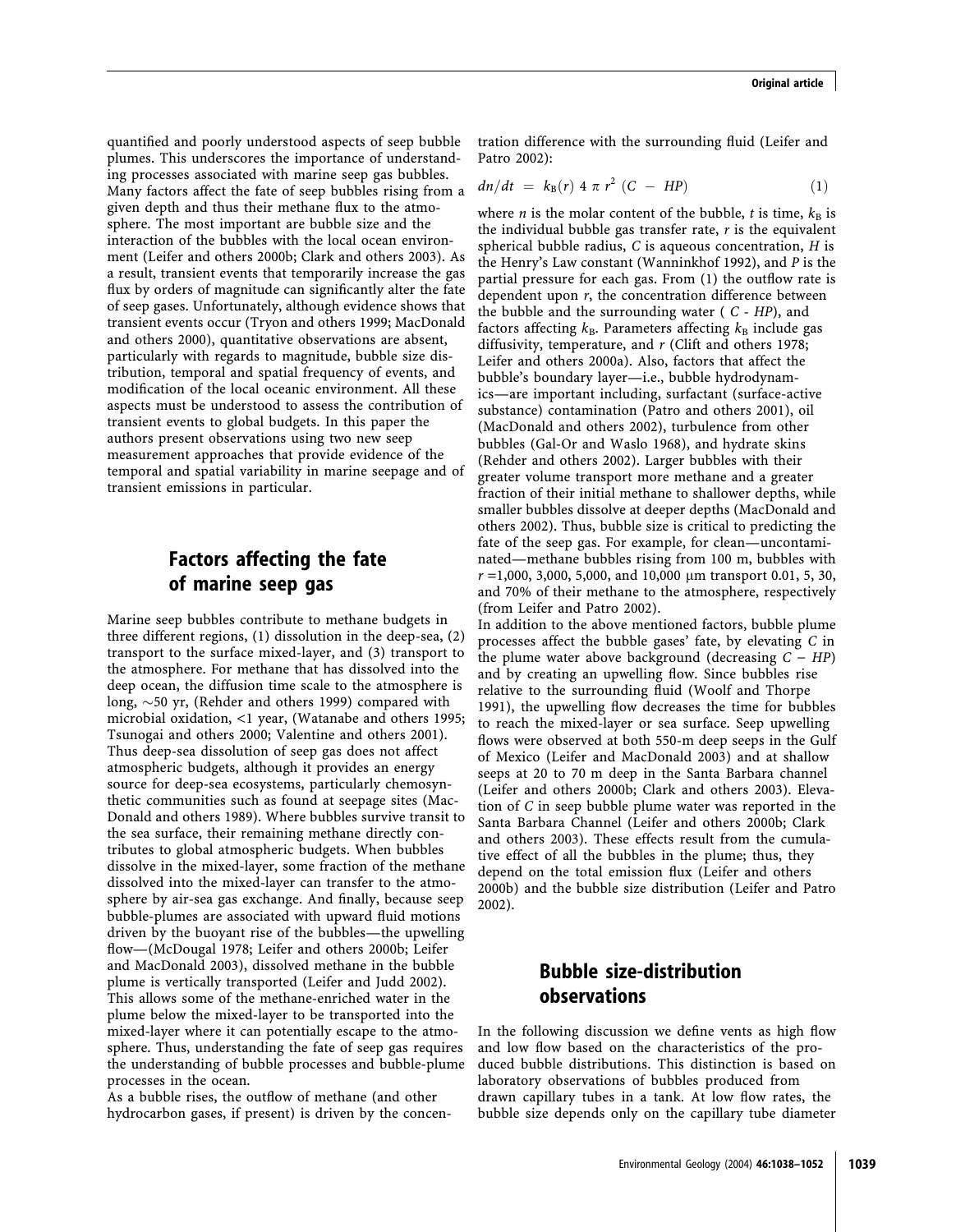quantified and poorly understood aspects of seep bubble plumes. This underscores the importance of understanding processes associated with marine seep gas bubbles. Many factors affect the fate of seep bubbles rising from a given depth and thus their methane flux to the atmosphere. The most important are bubble size and the interaction of the bubbles with the local ocean environment (Leifer and others 2000b; Clark and others 2003). As a result, transient events that temporarily increase the gas flux by orders of magnitude can significantly alter the fate of seep gases. Unfortunately, although evidence shows that transient events occur (Tryon and others 1999; MacDonald and others 2000), quantitative observations are absent, particularly with regards to magnitude, bubble size distribution, temporal and spatial frequency of events, and modification of the local oceanic environment. All these aspects must be understood to assess the contribution of transient events to global budgets. In this paper the authors present observations using two new seep measurement approaches that provide evidence of the temporal and spatial variability in marine seepage and of transient emissions in particular.

## Factors affecting the fate of marine seep gas

Marine seep bubbles contribute to methane budgets in three different regions, (1) dissolution in the deep-sea, (2) transport to the surface mixed-layer, and (3) transport to the atmosphere. For methane that has dissolved into the deep ocean, the diffusion time scale to the atmosphere is long, ~50 yr, (Rehder and others 1999) compared with microbial oxidation, <1 year, (Watanabe and others 1995; Tsunogai and others 2000; Valentine and others 2001). Thus deep-sea dissolution of seep gas does not affect atmospheric budgets, although it provides an energy source for deep-sea ecosystems, particularly chemosynthetic communities such as found at seepage sites (MacDonald and others 1989). Where bubbles survive transit to the sea surface, their remaining methane directly contributes to global atmospheric budgets. When bubbles dissolve in the mixed-layer, some fraction of the methane dissolved into the mixed-layer can transfer to the atmosphere by air-sea gas exchange. And finally, because seep bubble-plumes are associated with upward fluid motions driven by the buoyant rise of the bubbles—the upwelling flow—(McDougal 1978; Leifer and others 2000b; Leifer and MacDonald 2003), dissolved methane in the bubble plume is vertically transported (Leifer and Judd 2002). This allows some of the methane-enriched water in the plume below the mixed-layer to be transported into the mixed-layer where it can potentially escape to the atmosphere. Thus, understanding the fate of seep gas requires the understanding of bubble processes and bubble-plume processes in the ocean.

As a bubble rises, the outflow of methane (and other hydrocarbon gases, if present) is driven by the concentration difference with the surrounding fluid (Leifer and Patro 2002):

$$dn/dt = k_B(r)\, 4\, \pi\, r^2\, (C - HP) \qquad (1)$$

where $n$ is the molar content of the bubble, $t$ is time, $k_B$ is the individual bubble gas transfer rate, $r$ is the equivalent spherical bubble radius, $C$ is aqueous concentration, $H$ is the Henry's Law constant (Wanninkhof 1992), and $P$ is the partial pressure for each gas. From (1) the outflow rate is dependent upon $r$, the concentration difference between the bubble and the surrounding water ( $C$ - $HP$), and factors affecting $k_B$. Parameters affecting $k_B$ include gas diffusivity, temperature, and $r$ (Clift and others 1978; Leifer and others 2000a). Also, factors that affect the bubble's boundary layer—i.e., bubble hydrodynamics—are important including, surfactant (surface-active substance) contamination (Patro and others 2001), oil (MacDonald and others 2002), turbulence from other bubbles (Gal-Or and Waslo 1968), and hydrate skins (Rehder and others 2002). Larger bubbles with their greater volume transport more methane and a greater fraction of their initial methane to shallower depths, while smaller bubbles dissolve at deeper depths (MacDonald and others 2002). Thus, bubble size is critical to predicting the fate of the seep gas. For example, for clean—uncontaminated—methane bubbles rising from 100 m, bubbles with $r$ =1,000, 3,000, 5,000, and 10,000 μm transport 0.01, 5, 30, and 70% of their methane to the atmosphere, respectively (from Leifer and Patro 2002).

In addition to the above mentioned factors, bubble plume processes affect the bubble gases' fate, by elevating $C$ in the plume water above background (decreasing $C - HP$) and by creating an upwelling flow. Since bubbles rise relative to the surrounding fluid (Woolf and Thorpe 1991), the upwelling flow decreases the time for bubbles to reach the mixed-layer or sea surface. Seep upwelling flows were observed at both 550-m deep seeps in the Gulf of Mexico (Leifer and MacDonald 2003) and at shallow seeps at 20 to 70 m deep in the Santa Barbara channel (Leifer and others 2000b; Clark and others 2003). Elevation of $C$ in seep bubble plume water was reported in the Santa Barbara Channel (Leifer and others 2000b; Clark and others 2003). These effects result from the cumulative effect of all the bubbles in the plume; thus, they depend on the total emission flux (Leifer and others 2000b) and the bubble size distribution (Leifer and Patro 2002).

## Bubble size-distribution observations

In the following discussion we define vents as high flow and low flow based on the characteristics of the produced bubble distributions. This distinction is based on laboratory observations of bubbles produced from drawn capillary tubes in a tank. At low flow rates, the bubble size depends only on the capillary tube diameter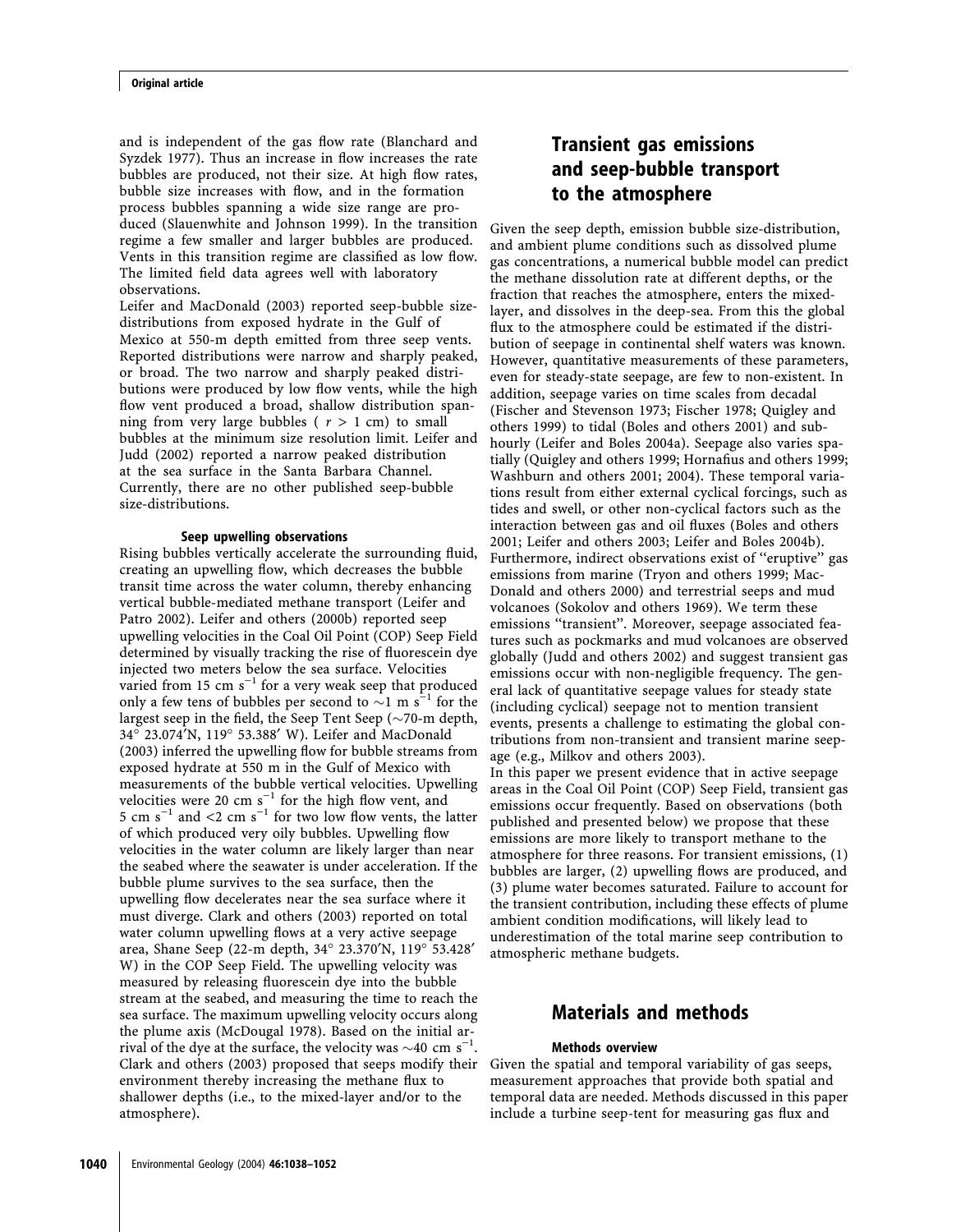and is independent of the gas flow rate (Blanchard and Syzdek 1977). Thus an increase in flow increases the rate bubbles are produced, not their size. At high flow rates, bubble size increases with flow, and in the formation process bubbles spanning a wide size range are produced (Slauenwhite and Johnson 1999). In the transition regime a few smaller and larger bubbles are produced. Vents in this transition regime are classified as low flow. The limited field data agrees well with laboratory observations.

Leifer and MacDonald (2003) reported seep-bubble size-distributions from exposed hydrate in the Gulf of Mexico at 550-m depth emitted from three seep vents. Reported distributions were narrow and sharply peaked, or broad. The two narrow and sharply peaked distributions were produced by low flow vents, while the high flow vent produced a broad, shallow distribution spanning from very large bubbles ( $r > 1$ cm) to small bubbles at the minimum size resolution limit. Leifer and Judd (2002) reported a narrow peaked distribution at the sea surface in the Santa Barbara Channel. Currently, there are no other published seep-bubble size-distributions.

#### Seep upwelling observations

Rising bubbles vertically accelerate the surrounding fluid, creating an upwelling flow, which decreases the bubble transit time across the water column, thereby enhancing vertical bubble-mediated methane transport (Leifer and Patro 2002). Leifer and others (2000b) reported seep upwelling velocities in the Coal Oil Point (COP) Seep Field determined by visually tracking the rise of fluorescein dye injected two meters below the sea surface. Velocities varied from 15 cm $s^{-1}$ for a very weak seep that produced only a few tens of bubbles per second to $\sim$1 m $s^{-1}$ for the largest seep in the field, the Seep Tent Seep ($\sim$70-m depth, 34° 23.074′N, 119° 53.388′ W). Leifer and MacDonald (2003) inferred the upwelling flow for bubble streams from exposed hydrate at 550 m in the Gulf of Mexico with measurements of the bubble vertical velocities. Upwelling velocities were 20 cm $s^{-1}$ for the high flow vent, and 5 cm $s^{-1}$ and <2 cm $s^{-1}$ for two low flow vents, the latter of which produced very oily bubbles. Upwelling flow velocities in the water column are likely larger than near the seabed where the seawater is under acceleration. If the bubble plume survives to the sea surface, then the upwelling flow decelerates near the sea surface where it must diverge. Clark and others (2003) reported on total water column upwelling flows at a very active seepage area, Shane Seep (22-m depth, 34° 23.370′N, 119° 53.428′ W) in the COP Seep Field. The upwelling velocity was measured by releasing fluorescein dye into the bubble stream at the seabed, and measuring the time to reach the sea surface. The maximum upwelling velocity occurs along the plume axis (McDougal 1978). Based on the initial arrival of the dye at the surface, the velocity was $\sim$40 cm $s^{-1}$. Clark and others (2003) proposed that seeps modify their environment thereby increasing the methane flux to shallower depths (i.e., to the mixed-layer and/or to the atmosphere).

## Transient gas emissions and seep-bubble transport to the atmosphere

Given the seep depth, emission bubble size-distribution, and ambient plume conditions such as dissolved plume gas concentrations, a numerical bubble model can predict the methane dissolution rate at different depths, or the fraction that reaches the atmosphere, enters the mixed-layer, and dissolves in the deep-sea. From this the global flux to the atmosphere could be estimated if the distribution of seepage in continental shelf waters was known. However, quantitative measurements of these parameters, even for steady-state seepage, are few to non-existent. In addition, seepage varies on time scales from decadal (Fischer and Stevenson 1973; Fischer 1978; Quigley and others 1999) to tidal (Boles and others 2001) and sub-hourly (Leifer and Boles 2004a). Seepage also varies spatially (Quigley and others 1999; Hornafius and others 1999; Washburn and others 2001; 2004). These temporal variations result from either external cyclical forcings, such as tides and swell, or other non-cyclical factors such as the interaction between gas and oil fluxes (Boles and others 2001; Leifer and others 2003; Leifer and Boles 2004b). Furthermore, indirect observations exist of "eruptive" gas emissions from marine (Tryon and others 1999; MacDonald and others 2000) and terrestrial seeps and mud volcanoes (Sokolov and others 1969). We term these emissions "transient". Moreover, seepage associated features such as pockmarks and mud volcanoes are observed globally (Judd and others 2002) and suggest transient gas emissions occur with non-negligible frequency. The general lack of quantitative seepage values for steady state (including cyclical) seepage not to mention transient events, presents a challenge to estimating the global contributions from non-transient and transient marine seepage (e.g., Milkov and others 2003).

In this paper we present evidence that in active seepage areas in the Coal Oil Point (COP) Seep Field, transient gas emissions occur frequently. Based on observations (both published and presented below) we propose that these emissions are more likely to transport methane to the atmosphere for three reasons. For transient emissions, (1) bubbles are larger, (2) upwelling flows are produced, and (3) plume water becomes saturated. Failure to account for the transient contribution, including these effects of plume ambient condition modifications, will likely lead to underestimation of the total marine seep contribution to atmospheric methane budgets.

## Materials and methods

#### Methods overview

Given the spatial and temporal variability of gas seeps, measurement approaches that provide both spatial and temporal data are needed. Methods discussed in this paper include a turbine seep-tent for measuring gas flux and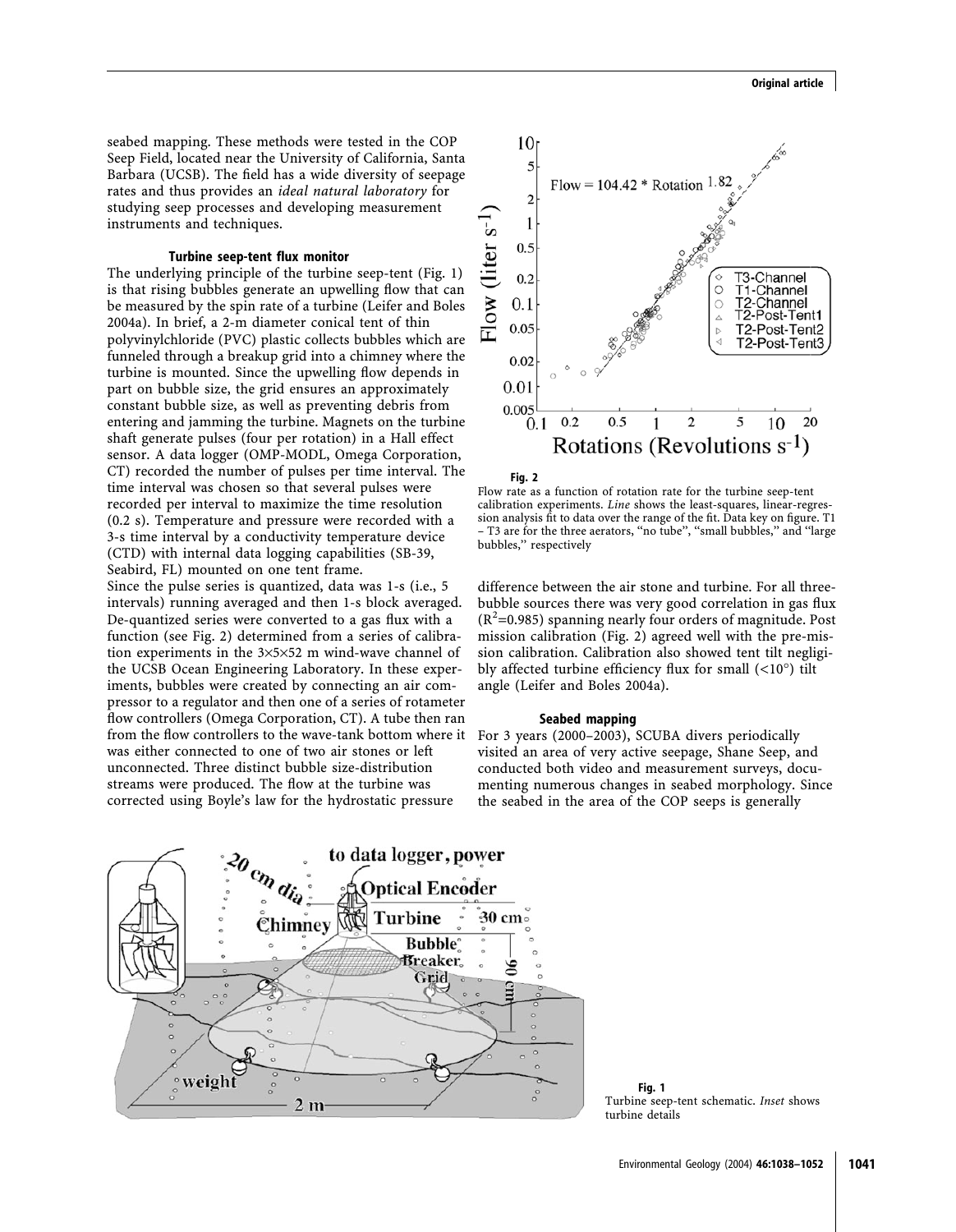seabed mapping. These methods were tested in the COP Seep Field, located near the University of California, Santa Barbara (UCSB). The field has a wide diversity of seepage rates and thus provides an *ideal natural laboratory* for studying seep processes and developing measurement instruments and techniques.

### Turbine seep-tent flux monitor

The underlying principle of the turbine seep-tent (Fig. 1) is that rising bubbles generate an upwelling flow that can be measured by the spin rate of a turbine (Leifer and Boles 2004a). In brief, a 2-m diameter conical tent of thin polyvinylchloride (PVC) plastic collects bubbles which are funneled through a breakup grid into a chimney where the turbine is mounted. Since the upwelling flow depends in part on bubble size, the grid ensures an approximately constant bubble size, as well as preventing debris from entering and jamming the turbine. Magnets on the turbine shaft generate pulses (four per rotation) in a Hall effect sensor. A data logger (OMP-MODL, Omega Corporation, CT) recorded the number of pulses per time interval. The time interval was chosen so that several pulses were recorded per interval to maximize the time resolution (0.2 s). Temperature and pressure were recorded with a 3-s time interval by a conductivity temperature device (CTD) with internal data logging capabilities (SB-39, Seabird, FL) mounted on one tent frame.

Since the pulse series is quantized, data was 1-s (i.e., 5 intervals) running averaged and then 1-s block averaged. De-quantized series were converted to a gas flux with a function (see Fig. 2) determined from a series of calibration experiments in the 3×5×52 m wind-wave channel of the UCSB Ocean Engineering Laboratory. In these experiments, bubbles were created by connecting an air compressor to a regulator and then one of a series of rotameter flow controllers (Omega Corporation, CT). A tube then ran from the flow controllers to the wave-tank bottom where it was either connected to one of two air stones or left unconnected. Three distinct bubble size-distribution streams were produced. The flow at the turbine was corrected using Boyle's law for the hydrostatic pressure difference between the air stone and turbine. For all three-bubble sources there was very good correlation in gas flux ($R^2$=0.985) spanning nearly four orders of magnitude. Post mission calibration (Fig. 2) agreed well with the pre-mission calibration. Calibration also showed tent tilt negligibly affected turbine efficiency flux for small (<10°) tilt angle (Leifer and Boles 2004a).

**Fig. 2**
Flow rate as a function of rotation rate for the turbine seep-tent calibration experiments. *Line* shows the least-squares, linear-regression analysis fit to data over the range of the fit. Data key on figure. T1 – T3 are for the three aerators, "no tube", "small bubbles," and "large bubbles," respectively

### Seabed mapping

For 3 years (2000–2003), SCUBA divers periodically visited an area of very active seepage, Shane Seep, and conducted both video and measurement surveys, documenting numerous changes in seabed morphology. Since the seabed in the area of the COP seeps is generally

**Fig. 1**
Turbine seep-tent schematic. *Inset* shows turbine details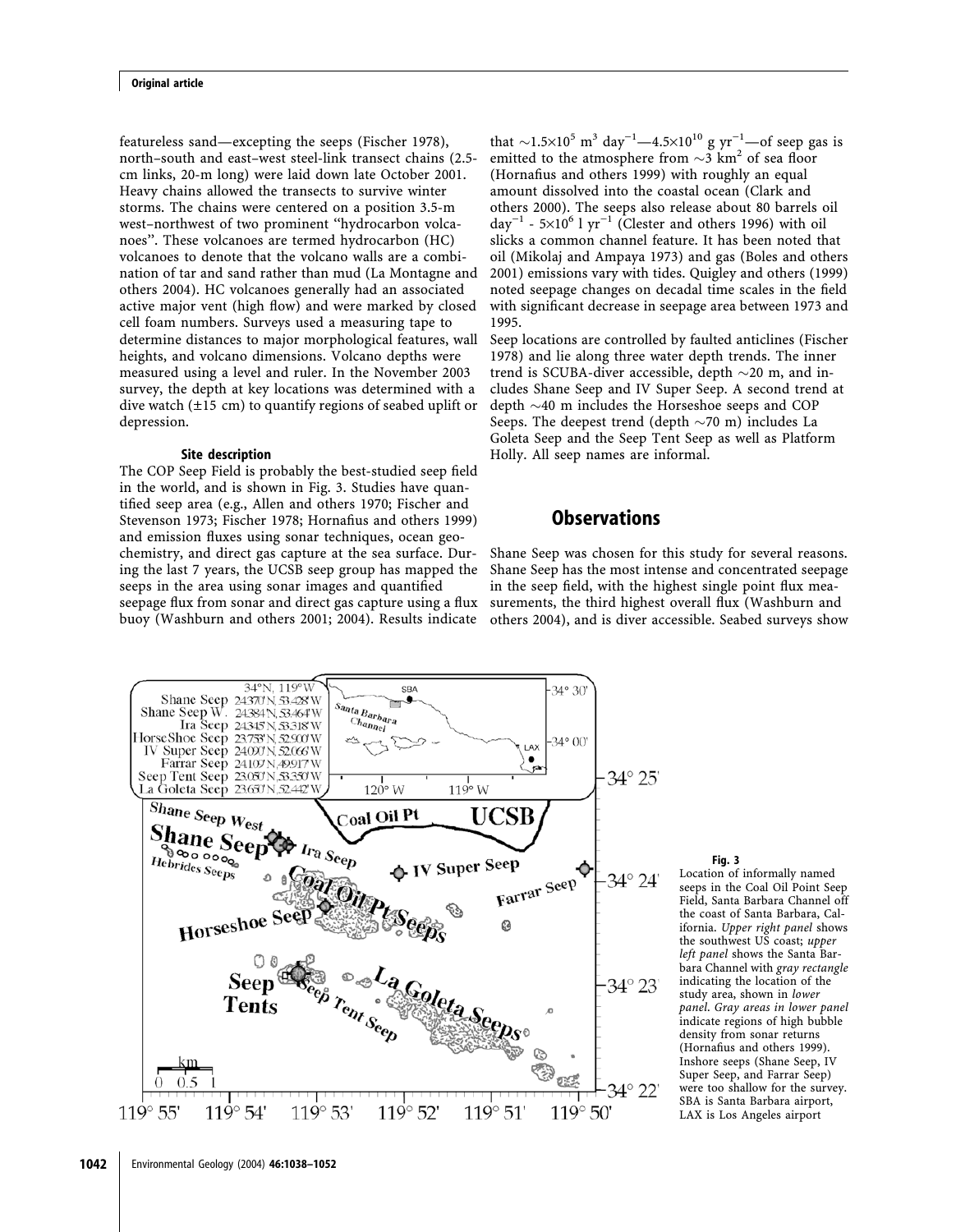featureless sand—excepting the seeps (Fischer 1978), north–south and east–west steel-link transect chains (2.5-cm links, 20-m long) were laid down late October 2001. Heavy chains allowed the transects to survive winter storms. The chains were centered on a position 3.5-m west–northwest of two prominent "hydrocarbon volcanoes". These volcanoes are termed hydrocarbon (HC) volcanoes to denote that the volcano walls are a combination of tar and sand rather than mud (La Montagne and others 2004). HC volcanoes generally had an associated active major vent (high flow) and were marked by closed cell foam numbers. Surveys used a measuring tape to determine distances to major morphological features, wall heights, and volcano dimensions. Volcano depths were measured using a level and ruler. In the November 2003 survey, the depth at key locations was determined with a dive watch (±15 cm) to quantify regions of seabed uplift or depression.

### Site description

The COP Seep Field is probably the best-studied seep field in the world, and is shown in Fig. 3. Studies have quantified seep area (e.g., Allen and others 1970; Fischer and Stevenson 1973; Fischer 1978; Hornafius and others 1999) and emission fluxes using sonar techniques, ocean geochemistry, and direct gas capture at the sea surface. During the last 7 years, the UCSB seep group has mapped the seeps in the area using sonar images and quantified seepage flux from sonar and direct gas capture using a flux buoy (Washburn and others 2001; 2004). Results indicate that $\sim 1.5\times10^5$ $m^3$ $day^{-1}$—$4.5\times10^{10}$ g $yr^{-1}$—of seep gas is emitted to the atmosphere from $\sim 3$ $km^2$ of sea floor (Hornafius and others 1999) with roughly an equal amount dissolved into the coastal ocean (Clark and others 2000). The seeps also release about 80 barrels oil $day^{-1}$ - $5\times10^6$ l $yr^{-1}$ (Clester and others 1996) with oil slicks a common channel feature. It has been noted that oil (Mikolaj and Ampaya 1973) and gas (Boles and others 2001) emissions vary with tides. Quigley and others (1999) noted seepage changes on decadal time scales in the field with significant decrease in seepage area between 1973 and 1995.

Seep locations are controlled by faulted anticlines (Fischer 1978) and lie along three water depth trends. The inner trend is SCUBA-diver accessible, depth ~20 m, and includes Shane Seep and IV Super Seep. A second trend at depth ~40 m includes the Horseshoe seeps and COP Seeps. The deepest trend (depth ~70 m) includes La Goleta Seep and the Seep Tent Seep as well as Platform Holly. All seep names are informal.

## Observations

Shane Seep was chosen for this study for several reasons. Shane Seep has the most intense and concentrated seepage in the seep field, with the highest single point flux measurements, the third highest overall flux (Washburn and others 2004), and is diver accessible. Seabed surveys show

**Fig. 3**
Location of informally named seeps in the Coal Oil Point Seep Field, Santa Barbara Channel off the coast of Santa Barbara, California. *Upper right panel* shows the southwest US coast; *upper left panel* shows the Santa Barbara Channel with *gray rectangle* indicating the location of the study area, shown in *lower panel*. *Gray areas in lower panel* indicate regions of high bubble density from sonar returns (Hornafius and others 1999). Inshore seeps (Shane Seep, IV Super Seep, and Farrar Seep) were too shallow for the survey. SBA is Santa Barbara airport, LAX is Los Angeles airport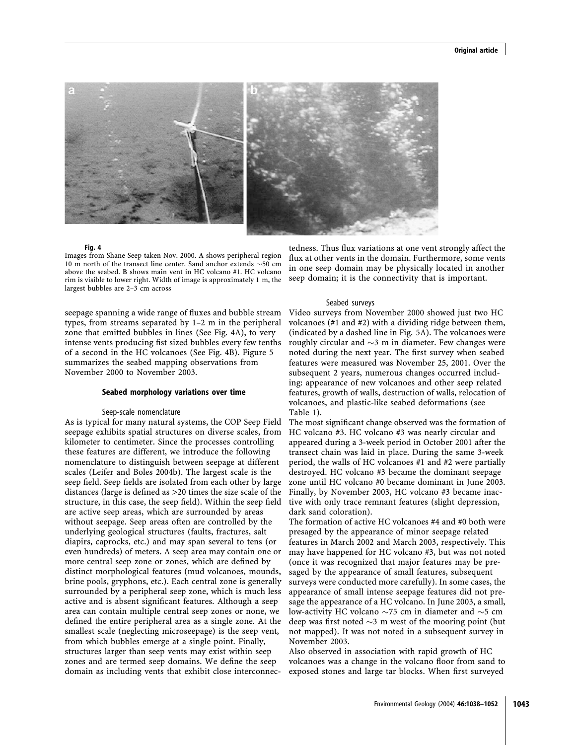**Fig. 4**
Images from Shane Seep taken Nov. 2000. **A** shows peripheral region 10 m north of the transect line center. Sand anchor extends ~50 cm above the seabed. **B** shows main vent in HC volcano #1. HC volcano rim is visible to lower right. Width of image is approximately 1 m, the largest bubbles are 2–3 cm across

seepage spanning a wide range of fluxes and bubble stream types, from streams separated by 1–2 m in the peripheral zone that emitted bubbles in lines (See Fig. 4A), to very intense vents producing fist sized bubbles every few tenths of a second in the HC volcanoes (See Fig. 4B). Figure 5 summarizes the seabed mapping observations from November 2000 to November 2003.

## Seabed morphology variations over time

### Seep-scale nomenclature

As is typical for many natural systems, the COP Seep Field seepage exhibits spatial structures on diverse scales, from kilometer to centimeter. Since the processes controlling these features are different, we introduce the following nomenclature to distinguish between seepage at different scales (Leifer and Boles 2004b). The largest scale is the seep field. Seep fields are isolated from each other by large distances (large is defined as >20 times the size scale of the structure, in this case, the seep field). Within the seep field are active seep areas, which are surrounded by areas without seepage. Seep areas often are controlled by the underlying geological structures (faults, fractures, salt diapirs, caprocks, etc.) and may span several to tens (or even hundreds) of meters. A seep area may contain one or more central seep zone or zones, which are defined by distinct morphological features (mud volcanoes, mounds, brine pools, gryphons, etc.). Each central zone is generally surrounded by a peripheral seep zone, which is much less active and is absent significant features. Although a seep area can contain multiple central seep zones or none, we defined the entire peripheral area as a single zone. At the smallest scale (neglecting microseepage) is the seep vent, from which bubbles emerge at a single point. Finally, structures larger than seep vents may exist within seep zones and are termed seep domains. We define the seep domain as including vents that exhibit close interconnectedness. Thus flux variations at one vent strongly affect the flux at other vents in the domain. Furthermore, some vents in one seep domain may be physically located in another seep domain; it is the connectivity that is important.

### Seabed surveys

Video surveys from November 2000 showed just two HC volcanoes (#1 and #2) with a dividing ridge between them, (indicated by a dashed line in Fig. 5A). The volcanoes were roughly circular and ~3 m in diameter. Few changes were noted during the next year. The first survey when seabed features were measured was November 25, 2001. Over the subsequent 2 years, numerous changes occurred including: appearance of new volcanoes and other seep related features, growth of walls, destruction of walls, relocation of volcanoes, and plastic-like seabed deformations (see Table 1).

The most significant change observed was the formation of HC volcano #3. HC volcano #3 was nearly circular and appeared during a 3-week period in October 2001 after the transect chain was laid in place. During the same 3-week period, the walls of HC volcanoes #1 and #2 were partially destroyed. HC volcano #3 became the dominant seepage zone until HC volcano #0 became dominant in June 2003. Finally, by November 2003, HC volcano #3 became inactive with only trace remnant features (slight depression, dark sand coloration).

The formation of active HC volcanoes #4 and #0 both were presaged by the appearance of minor seepage related features in March 2002 and March 2003, respectively. This may have happened for HC volcano #3, but was not noted (once it was recognized that major features may be presaged by the appearance of small features, subsequent surveys were conducted more carefully). In some cases, the appearance of small intense seepage features did not presage the appearance of a HC volcano. In June 2003, a small, low-activity HC volcano ~75 cm in diameter and ~5 cm deep was first noted ~3 m west of the mooring point (but not mapped). It was not noted in a subsequent survey in November 2003.

Also observed in association with rapid growth of HC volcanoes was a change in the volcano floor from sand to exposed stones and large tar blocks. When first surveyed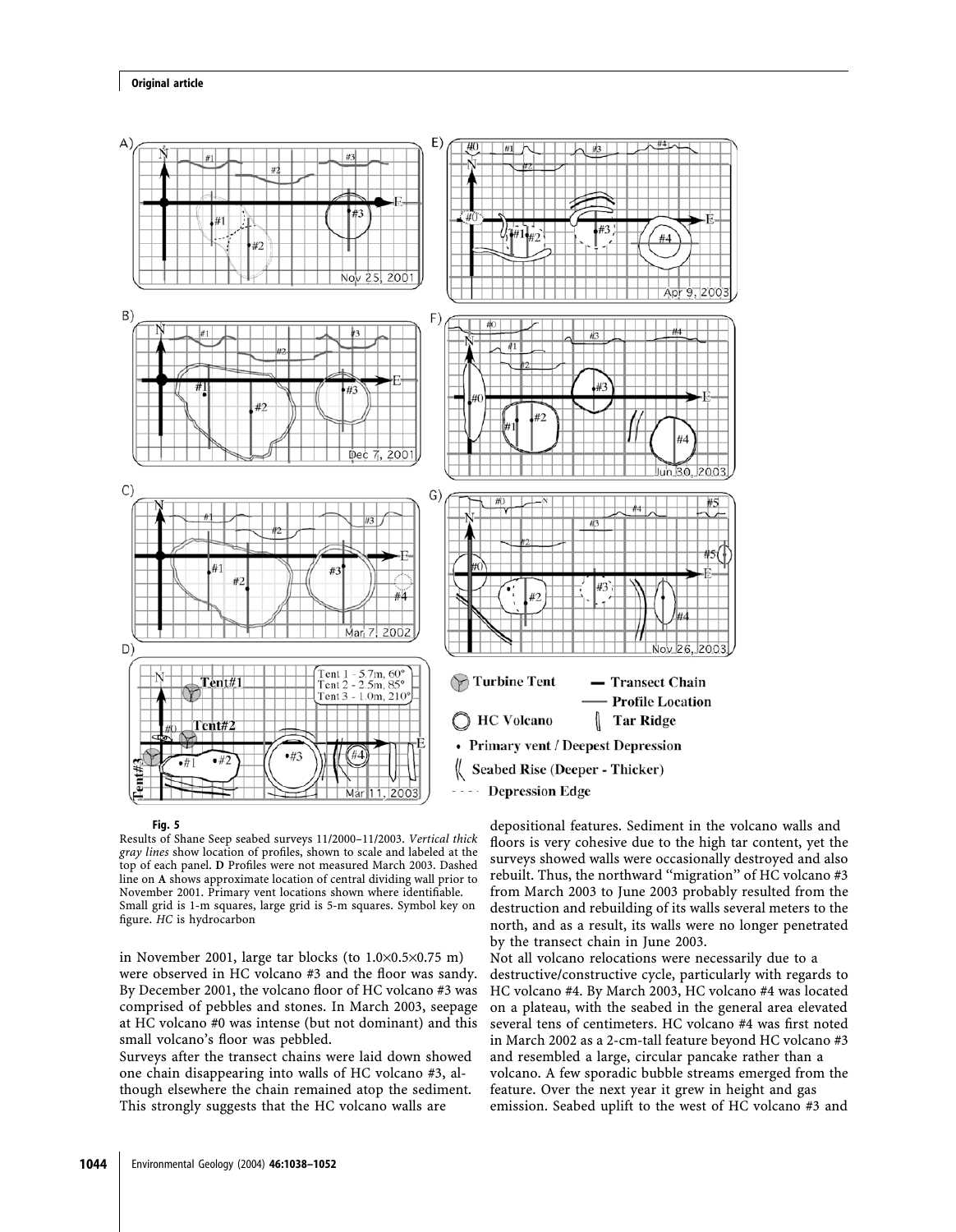**Fig. 5**

Results of Shane Seep seabed surveys 11/2000–11/2003. *Vertical thick gray lines* show location of profiles, shown to scale and labeled at the top of each panel. **D** Profiles were not measured March 2003. Dashed line on **A** shows approximate location of central dividing wall prior to November 2001. Primary vent locations shown where identifiable. Small grid is 1-m squares, large grid is 5-m squares. Symbol key on figure. *HC* is hydrocarbon

in November 2001, large tar blocks (to 1.0×0.5×0.75 m) were observed in HC volcano #3 and the floor was sandy. By December 2001, the volcano floor of HC volcano #3 was comprised of pebbles and stones. In March 2003, seepage at HC volcano #0 was intense (but not dominant) and this small volcano's floor was pebbled.

Surveys after the transect chains were laid down showed one chain disappearing into walls of HC volcano #3, although elsewhere the chain remained atop the sediment. This strongly suggests that the HC volcano walls are depositional features. Sediment in the volcano walls and floors is very cohesive due to the high tar content, yet the surveys showed walls were occasionally destroyed and also rebuilt. Thus, the northward "migration" of HC volcano #3 from March 2003 to June 2003 probably resulted from the destruction and rebuilding of its walls several meters to the north, and as a result, its walls were no longer penetrated by the transect chain in June 2003.

Not all volcano relocations were necessarily due to a destructive/constructive cycle, particularly with regards to HC volcano #4. By March 2003, HC volcano #4 was located on a plateau, with the seabed in the general area elevated several tens of centimeters. HC volcano #4 was first noted in March 2002 as a 2-cm-tall feature beyond HC volcano #3 and resembled a large, circular pancake rather than a volcano. A few sporadic bubble streams emerged from the feature. Over the next year it grew in height and gas emission. Seabed uplift to the west of HC volcano #3 and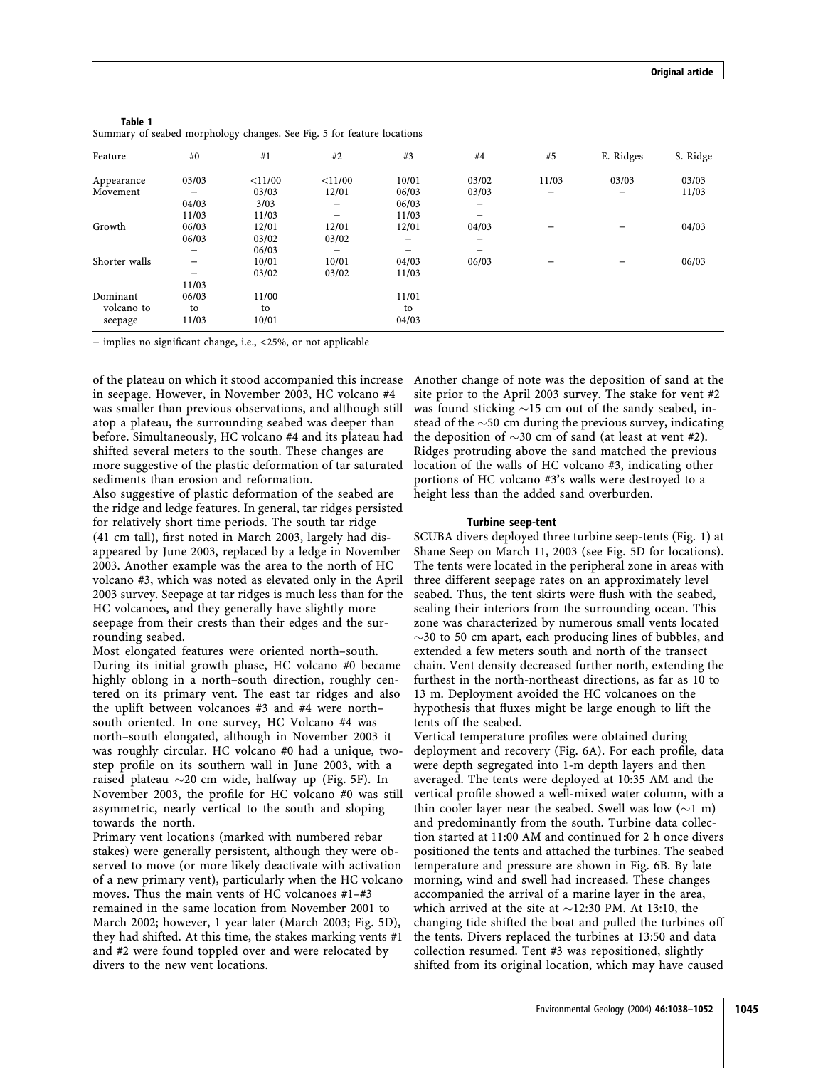**Table 1**
Summary of seabed morphology changes. See Fig. 5 for feature locations

| Feature | #0 | #1 | #2 | #3 | #4 | #5 | E. Ridges | S. Ridge |
|---|---|---|---|---|---|---|---|---|
| Appearance | 03/03 | <11/00 | <11/00 | 10/01 | 03/02 | 11/03 | 03/03 | 03/03 |
| Movement | – | 03/03 | 12/01 | 06/03 | 03/03 | – | – | 11/03 |
| | 04/03 | 3/03 | – | 06/03 | – | | | |
| | 11/03 | 11/03 | – | 11/03 | – | | | |
| Growth | 06/03 | 12/01 | 12/01 | 12/01 | 04/03 | – | – | 04/03 |
| | 06/03 | 03/02 | 03/02 | – | – | | | |
| | – | 06/03 | – | – | – | | | |
| Shorter walls | – | 10/01 | 10/01 | 04/03 | 06/03 | – | – | 06/03 |
| | – | 03/02 | 03/02 | 11/03 | | | | |
| | 11/03 | | | | | | | |
| Dominant volcano to seepage | 06/03 to 11/03 | 11/00 to 10/01 | | 11/01 to 04/03 | | | | |

– implies no significant change, i.e., <25%, or not applicable

of the plateau on which it stood accompanied this increase in seepage. However, in November 2003, HC volcano #4 was smaller than previous observations, and although still atop a plateau, the surrounding seabed was deeper than before. Simultaneously, HC volcano #4 and its plateau had shifted several meters to the south. These changes are more suggestive of the plastic deformation of tar saturated sediments than erosion and reformation.

Also suggestive of plastic deformation of the seabed are the ridge and ledge features. In general, tar ridges persisted for relatively short time periods. The south tar ridge (41 cm tall), first noted in March 2003, largely had disappeared by June 2003, replaced by a ledge in November 2003. Another example was the area to the north of HC volcano #3, which was noted as elevated only in the April 2003 survey. Seepage at tar ridges is much less than for the HC volcanoes, and they generally have slightly more seepage from their crests than their edges and the surrounding seabed.

Most elongated features were oriented north–south. During its initial growth phase, HC volcano #0 became highly oblong in a north–south direction, roughly centered on its primary vent. The east tar ridges and also the uplift between volcanoes #3 and #4 were north–south oriented. In one survey, HC Volcano #4 was north–south elongated, although in November 2003 it was roughly circular. HC volcano #0 had a unique, two-step profile on its southern wall in June 2003, with a raised plateau ~20 cm wide, halfway up (Fig. 5F). In November 2003, the profile for HC volcano #0 was still asymmetric, nearly vertical to the south and sloping towards the north.

Primary vent locations (marked with numbered rebar stakes) were generally persistent, although they were observed to move (or more likely deactivate with activation of a new primary vent), particularly when the HC volcano moves. Thus the main vents of HC volcanoes #1–#3 remained in the same location from November 2001 to March 2002; however, 1 year later (March 2003; Fig. 5D), they had shifted. At this time, the stakes marking vents #1 and #2 were found toppled over and were relocated by divers to the new vent locations.

Another change of note was the deposition of sand at the site prior to the April 2003 survey. The stake for vent #2 was found sticking ~15 cm out of the sandy seabed, instead of the ~50 cm during the previous survey, indicating the deposition of ~30 cm of sand (at least at vent #2). Ridges protruding above the sand matched the previous location of the walls of HC volcano #3, indicating other portions of HC volcano #3's walls were destroyed to a height less than the added sand overburden.

### Turbine seep-tent

SCUBA divers deployed three turbine seep-tents (Fig. 1) at Shane Seep on March 11, 2003 (see Fig. 5D for locations). The tents were located in the peripheral zone in areas with three different seepage rates on an approximately level seabed. Thus, the tent skirts were flush with the seabed, sealing their interiors from the surrounding ocean. This zone was characterized by numerous small vents located ~30 to 50 cm apart, each producing lines of bubbles, and extended a few meters south and north of the transect chain. Vent density decreased further north, extending the furthest in the north-northeast directions, as far as 10 to 13 m. Deployment avoided the HC volcanoes on the hypothesis that fluxes might be large enough to lift the tents off the seabed.

Vertical temperature profiles were obtained during deployment and recovery (Fig. 6A). For each profile, data were depth segregated into 1-m depth layers and then averaged. The tents were deployed at 10:35 AM and the vertical profile showed a well-mixed water column, with a thin cooler layer near the seabed. Swell was low (~1 m) and predominantly from the south. Turbine data collection started at 11:00 AM and continued for 2 h once divers positioned the tents and attached the turbines. The seabed temperature and pressure are shown in Fig. 6B. By late morning, wind and swell had increased. These changes accompanied the arrival of a marine layer in the area, which arrived at the site at ~12:30 PM. At 13:10, the changing tide shifted the boat and pulled the turbines off the tents. Divers replaced the turbines at 13:50 and data collection resumed. Tent #3 was repositioned, slightly shifted from its original location, which may have caused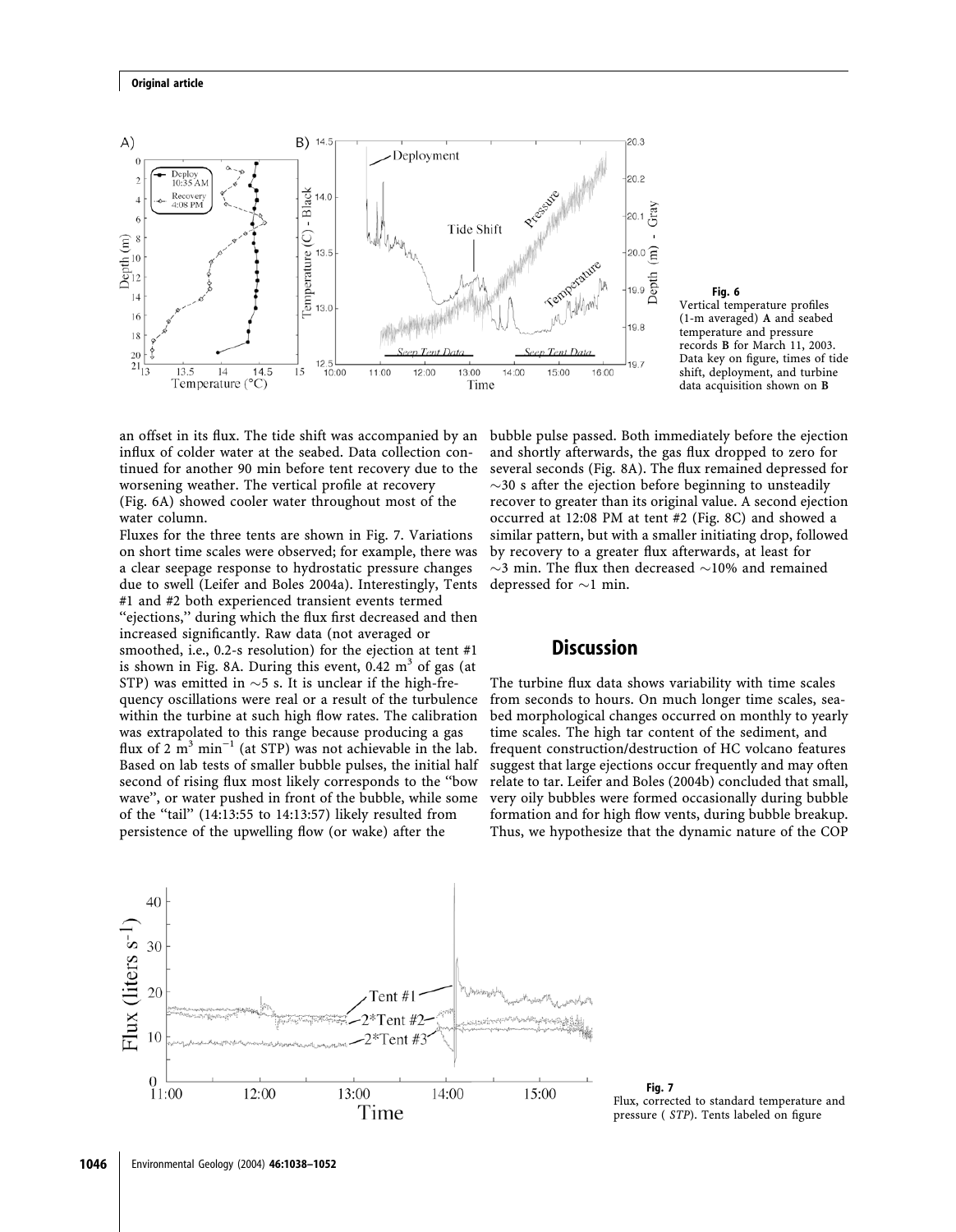**Fig. 6**
Vertical temperature profiles (1-m averaged) **A** and seabed temperature and pressure records **B** for March 11, 2003. Data key on figure, times of tide shift, deployment, and turbine data acquisition shown on **B**

an offset in its flux. The tide shift was accompanied by an influx of colder water at the seabed. Data collection continued for another 90 min before tent recovery due to the worsening weather. The vertical profile at recovery (Fig. 6A) showed cooler water throughout most of the water column.

Fluxes for the three tents are shown in Fig. 7. Variations on short time scales were observed; for example, there was a clear seepage response to hydrostatic pressure changes due to swell (Leifer and Boles 2004a). Interestingly, Tents #1 and #2 both experienced transient events termed "ejections," during which the flux first decreased and then increased significantly. Raw data (not averaged or smoothed, i.e., 0.2-s resolution) for the ejection at tent #1 is shown in Fig. 8A. During this event, 0.42 $m^3$ of gas (at STP) was emitted in ~5 s. It is unclear if the high-frequency oscillations were real or a result of the turbulence within the turbine at such high flow rates. The calibration was extrapolated to this range because producing a gas flux of 2 $m^3$ $min^{-1}$ (at STP) was not achievable in the lab. Based on lab tests of smaller bubble pulses, the initial half second of rising flux most likely corresponds to the "bow wave", or water pushed in front of the bubble, while some of the "tail" (14:13:55 to 14:13:57) likely resulted from persistence of the upwelling flow (or wake) after the bubble pulse passed. Both immediately before the ejection and shortly afterwards, the gas flux dropped to zero for several seconds (Fig. 8A). The flux remained depressed for ~30 s after the ejection before beginning to unsteadily recover to greater than its original value. A second ejection occurred at 12:08 PM at tent #2 (Fig. 8C) and showed a similar pattern, but with a smaller initiating drop, followed by recovery to a greater flux afterwards, at least for ~3 min. The flux then decreased ~10% and remained depressed for ~1 min.

## Discussion

The turbine flux data shows variability with time scales from seconds to hours. On much longer time scales, seabed morphological changes occurred on monthly to yearly time scales. The high tar content of the sediment, and frequent construction/destruction of HC volcano features suggest that large ejections occur frequently and may often relate to tar. Leifer and Boles (2004b) concluded that small, very oily bubbles were formed occasionally during bubble formation and for high flow vents, during bubble breakup. Thus, we hypothesize that the dynamic nature of the COP

**Fig. 7**
Flux, corrected to standard temperature and pressure (*STP*). Tents labeled on figure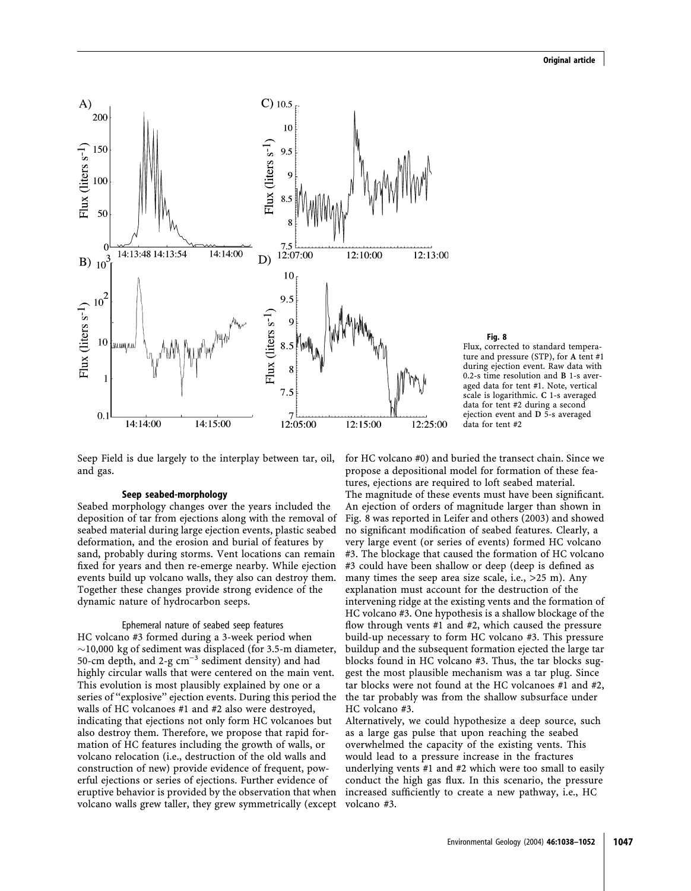**Fig. 8**
Flux, corrected to standard temperature and pressure (STP), for **A** tent #1 during ejection event. Raw data with 0.2-s time resolution and **B** 1-s averaged data for tent #1. Note, vertical scale is logarithmic. **C** 1-s averaged data for tent #2 during a second ejection event and **D** 5-s averaged data for tent #2

Seep Field is due largely to the interplay between tar, oil, and gas.

### Seep seabed-morphology

Seabed morphology changes over the years included the deposition of tar from ejections along with the removal of seabed material during large ejection events, plastic seabed deformation, and the erosion and burial of features by sand, probably during storms. Vent locations can remain fixed for years and then re-emerge nearby. While ejection events build up volcano walls, they also can destroy them. Together these changes provide strong evidence of the dynamic nature of hydrocarbon seeps.

#### Ephemeral nature of seabed seep features

HC volcano #3 formed during a 3-week period when ~10,000 kg of sediment was displaced (for 3.5-m diameter, 50-cm depth, and 2-g $cm^{-3}$ sediment density) and had highly circular walls that were centered on the main vent. This evolution is most plausibly explained by one or a series of "explosive" ejection events. During this period the walls of HC volcanoes #1 and #2 also were destroyed, indicating that ejections not only form HC volcanoes but also destroy them. Therefore, we propose that rapid formation of HC features including the growth of walls, or volcano relocation (i.e., destruction of the old walls and construction of new) provide evidence of frequent, powerful ejections or series of ejections. Further evidence of eruptive behavior is provided by the observation that when volcano walls grew taller, they grew symmetrically (except for HC volcano #0) and buried the transect chain. Since we propose a depositional model for formation of these features, ejections are required to loft seabed material.

The magnitude of these events must have been significant. An ejection of orders of magnitude larger than shown in Fig. 8 was reported in Leifer and others (2003) and showed no significant modification of seabed features. Clearly, a very large event (or series of events) formed HC volcano #3. The blockage that caused the formation of HC volcano #3 could have been shallow or deep (deep is defined as many times the seep area size scale, i.e., >25 m). Any explanation must account for the destruction of the intervening ridge at the existing vents and the formation of HC volcano #3. One hypothesis is a shallow blockage of the flow through vents #1 and #2, which caused the pressure build-up necessary to form HC volcano #3. This pressure buildup and the subsequent formation ejected the large tar blocks found in HC volcano #3. Thus, the tar blocks suggest the most plausible mechanism was a tar plug. Since tar blocks were not found at the HC volcanoes #1 and #2, the tar probably was from the shallow subsurface under HC volcano #3.

Alternatively, we could hypothesize a deep source, such as a large gas pulse that upon reaching the seabed overwhelmed the capacity of the existing vents. This would lead to a pressure increase in the fractures underlying vents #1 and #2 which were too small to easily conduct the high gas flux. In this scenario, the pressure increased sufficiently to create a new pathway, i.e., HC volcano #3.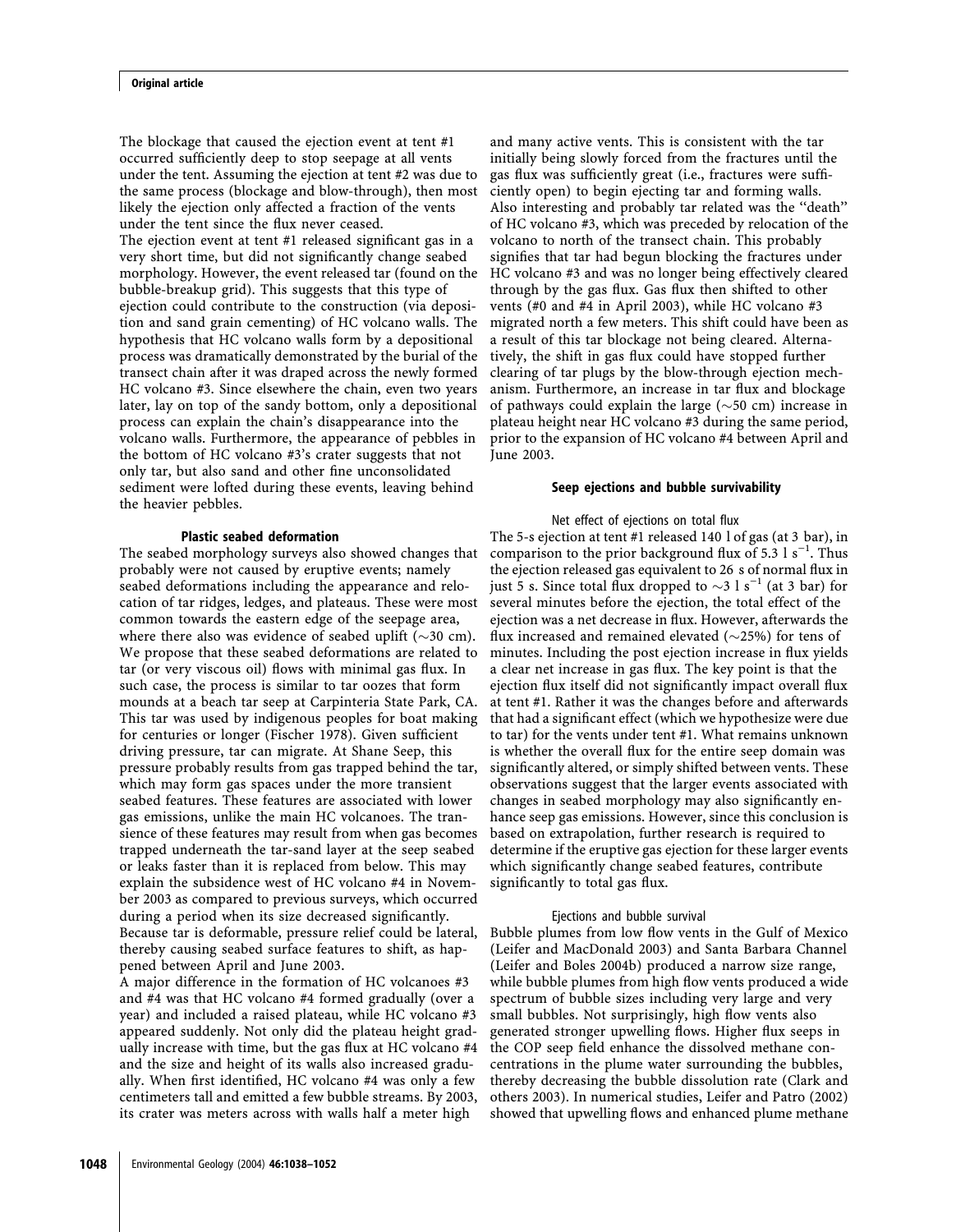The blockage that caused the ejection event at tent #1 occurred sufficiently deep to stop seepage at all vents under the tent. Assuming the ejection at tent #2 was due to the same process (blockage and blow-through), then most likely the ejection only affected a fraction of the vents under the tent since the flux never ceased.

The ejection event at tent #1 released significant gas in a very short time, but did not significantly change seabed morphology. However, the event released tar (found on the bubble-breakup grid). This suggests that this type of ejection could contribute to the construction (via deposition and sand grain cementing) of HC volcano walls. The hypothesis that HC volcano walls form by a depositional process was dramatically demonstrated by the burial of the transect chain after it was draped across the newly formed HC volcano #3. Since elsewhere the chain, even two years later, lay on top of the sandy bottom, only a depositional process can explain the chain's disappearance into the volcano walls. Furthermore, the appearance of pebbles in the bottom of HC volcano #3's crater suggests that not only tar, but also sand and other fine unconsolidated sediment were lofted during these events, leaving behind the heavier pebbles.

### Plastic seabed deformation

The seabed morphology surveys also showed changes that probably were not caused by eruptive events; namely seabed deformations including the appearance and relocation of tar ridges, ledges, and plateaus. These were most common towards the eastern edge of the seepage area, where there also was evidence of seabed uplift (~30 cm). We propose that these seabed deformations are related to tar (or very viscous oil) flows with minimal gas flux. In such case, the process is similar to tar oozes that form mounds at a beach tar seep at Carpinteria State Park, CA. This tar was used by indigenous peoples for boat making for centuries or longer (Fischer 1978). Given sufficient driving pressure, tar can migrate. At Shane Seep, this pressure probably results from gas trapped behind the tar, which may form gas spaces under the more transient seabed features. These features are associated with lower gas emissions, unlike the main HC volcanoes. The transience of these features may result from when gas becomes trapped underneath the tar-sand layer at the seep seabed or leaks faster than it is replaced from below. This may explain the subsidence west of HC volcano #4 in November 2003 as compared to previous surveys, which occurred during a period when its size decreased significantly. Because tar is deformable, pressure relief could be lateral, thereby causing seabed surface features to shift, as happened between April and June 2003.

A major difference in the formation of HC volcanoes #3 and #4 was that HC volcano #4 formed gradually (over a year) and included a raised plateau, while HC volcano #3 appeared suddenly. Not only did the plateau height gradually increase with time, but the gas flux at HC volcano #4 and the size and height of its walls also increased gradually. When first identified, HC volcano #4 was only a few centimeters tall and emitted a few bubble streams. By 2003, its crater was meters across with walls half a meter high and many active vents. This is consistent with the tar initially being slowly forced from the fractures until the gas flux was sufficiently great (i.e., fractures were sufficiently open) to begin ejecting tar and forming walls. Also interesting and probably tar related was the "death" of HC volcano #3, which was preceded by relocation of the volcano to north of the transect chain. This probably signifies that tar had begun blocking the fractures under HC volcano #3 and was no longer being effectively cleared through by the gas flux. Gas flux then shifted to other vents (#0 and #4 in April 2003), while HC volcano #3 migrated north a few meters. This shift could have been as a result of this tar blockage not being cleared. Alternatively, the shift in gas flux could have stopped further clearing of tar plugs by the blow-through ejection mechanism. Furthermore, an increase in tar flux and blockage of pathways could explain the large (~50 cm) increase in plateau height near HC volcano #3 during the same period, prior to the expansion of HC volcano #4 between April and June 2003.

### Seep ejections and bubble survivability

#### Net effect of ejections on total flux

The 5-s ejection at tent #1 released 140 l of gas (at 3 bar), in comparison to the prior background flux of 5.3 l $s^{-1}$. Thus the ejection released gas equivalent to 26 s of normal flux in just 5 s. Since total flux dropped to ~3 l $s^{-1}$ (at 3 bar) for several minutes before the ejection, the total effect of the ejection was a net decrease in flux. However, afterwards the flux increased and remained elevated (~25%) for tens of minutes. Including the post ejection increase in flux yields a clear net increase in gas flux. The key point is that the ejection flux itself did not significantly impact overall flux at tent #1. Rather it was the changes before and afterwards that had a significant effect (which we hypothesize were due to tar) for the vents under tent #1. What remains unknown is whether the overall flux for the entire seep domain was significantly altered, or simply shifted between vents. These observations suggest that the larger events associated with changes in seabed morphology may also significantly enhance seep gas emissions. However, since this conclusion is based on extrapolation, further research is required to determine if the eruptive gas ejection for these larger events which significantly change seabed features, contribute significantly to total gas flux.

#### Ejections and bubble survival

Bubble plumes from low flow vents in the Gulf of Mexico (Leifer and MacDonald 2003) and Santa Barbara Channel (Leifer and Boles 2004b) produced a narrow size range, while bubble plumes from high flow vents produced a wide spectrum of bubble sizes including very large and very small bubbles. Not surprisingly, high flow vents also generated stronger upwelling flows. Higher flux seeps in the COP seep field enhance the dissolved methane concentrations in the plume water surrounding the bubbles, thereby decreasing the bubble dissolution rate (Clark and others 2003). In numerical studies, Leifer and Patro (2002) showed that upwelling flows and enhanced plume methane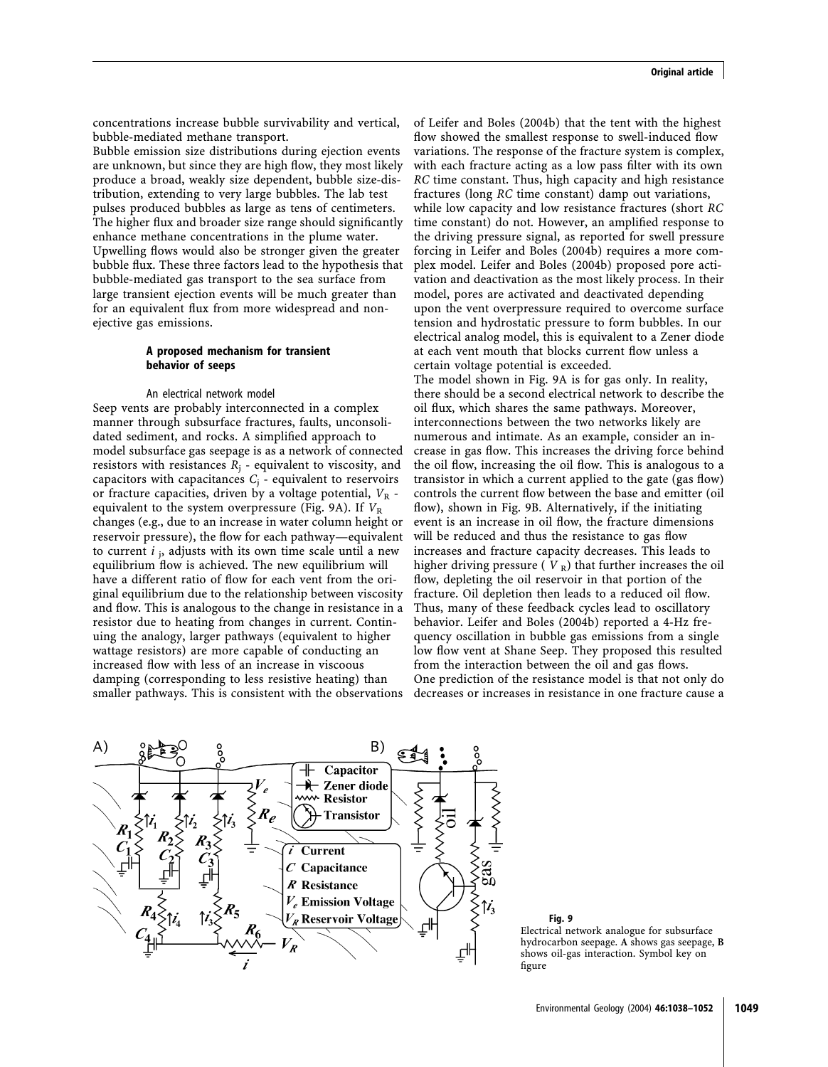concentrations increase bubble survivability and vertical, bubble-mediated methane transport.

Bubble emission size distributions during ejection events are unknown, but since they are high flow, they most likely produce a broad, weakly size dependent, bubble size-distribution, extending to very large bubbles. The lab test pulses produced bubbles as large as tens of centimeters. The higher flux and broader size range should significantly enhance methane concentrations in the plume water. Upwelling flows would also be stronger given the greater bubble flux. These three factors lead to the hypothesis that bubble-mediated gas transport to the sea surface from large transient ejection events will be much greater than for an equivalent flux from more widespread and non-ejective gas emissions.

## A proposed mechanism for transient behavior of seeps

### An electrical network model

Seep vents are probably interconnected in a complex manner through subsurface fractures, faults, unconsolidated sediment, and rocks. A simplified approach to model subsurface gas seepage is as a network of connected resistors with resistances $R_j$ - equivalent to viscosity, and capacitors with capacitances $C_j$ - equivalent to reservoirs or fracture capacities, driven by a voltage potential, $V_R$ - equivalent to the system overpressure (Fig. 9A). If $V_R$ changes (e.g., due to an increase in water column height or reservoir pressure), the flow for each pathway—equivalent to current $i_j$, adjusts with its own time scale until a new equilibrium flow is achieved. The new equilibrium will have a different ratio of flow for each vent from the original equilibrium due to the relationship between viscosity and flow. This is analogous to the change in resistance in a resistor due to heating from changes in current. Continuing the analogy, larger pathways (equivalent to higher wattage resistors) are more capable of conducting an increased flow with less of an increase in viscoous damping (corresponding to less resistive heating) than smaller pathways. This is consistent with the observations of Leifer and Boles (2004b) that the tent with the highest flow showed the smallest response to swell-induced flow variations. The response of the fracture system is complex, with each fracture acting as a low pass filter with its own *RC* time constant. Thus, high capacity and high resistance fractures (long *RC* time constant) damp out variations, while low capacity and low resistance fractures (short *RC* time constant) do not. However, an amplified response to the driving pressure signal, as reported for swell pressure forcing in Leifer and Boles (2004b) requires a more complex model. Leifer and Boles (2004b) proposed pore activation and deactivation as the most likely process. In their model, pores are activated and deactivated depending upon the vent overpressure required to overcome surface tension and hydrostatic pressure to form bubbles. In our electrical analog model, this is equivalent to a Zener diode at each vent mouth that blocks current flow unless a certain voltage potential is exceeded.

The model shown in Fig. 9A is for gas only. In reality, there should be a second electrical network to describe the oil flux, which shares the same pathways. Moreover, interconnections between the two networks likely are numerous and intimate. As an example, consider an increase in gas flow. This increases the driving force behind the oil flow, increasing the oil flow. This is analogous to a transistor in which a current applied to the gate (gas flow) controls the current flow between the base and emitter (oil flow), shown in Fig. 9B. Alternatively, if the initiating event is an increase in oil flow, the fracture dimensions will be reduced and thus the resistance to gas flow increases and fracture capacity decreases. This leads to higher driving pressure ( $V_R$) that further increases the oil flow, depleting the oil reservoir in that portion of the fracture. Oil depletion then leads to a reduced oil flow. Thus, many of these feedback cycles lead to oscillatory behavior. Leifer and Boles (2004b) reported a 4-Hz frequency oscillation in bubble gas emissions from a single low flow vent at Shane Seep. They proposed this resulted from the interaction between the oil and gas flows.

One prediction of the resistance model is that not only do decreases or increases in resistance in one fracture cause a

**Fig. 9**
Electrical network analogue for subsurface hydrocarbon seepage. **A** shows gas seepage, **B** shows oil-gas interaction. Symbol key on figure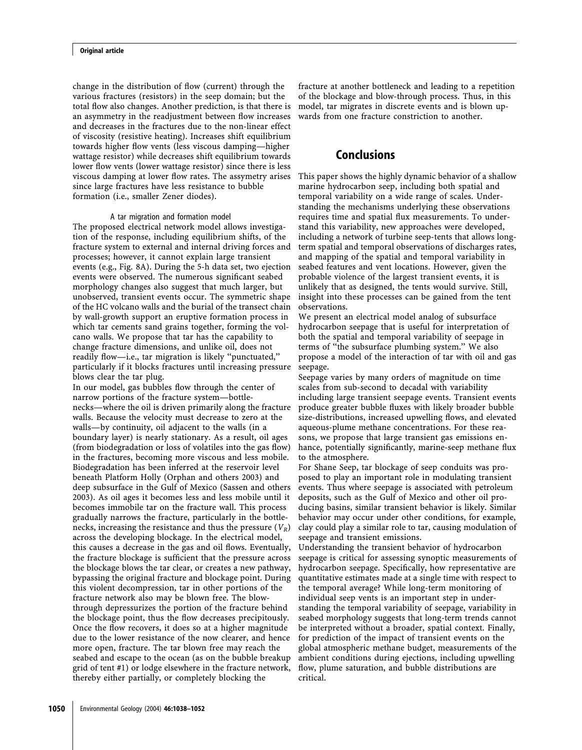change in the distribution of flow (current) through the various fractures (resistors) in the seep domain; but the total flow also changes. Another prediction, is that there is an asymmetry in the readjustment between flow increases and decreases in the fractures due to the non-linear effect of viscosity (resistive heating). Increases shift equilibrium towards higher flow vents (less viscous damping—higher wattage resistor) while decreases shift equilibrium towards lower flow vents (lower wattage resistor) since there is less viscous damping at lower flow rates. The assymetry arises since large fractures have less resistance to bubble formation (i.e., smaller Zener diodes).

### A tar migration and formation model

The proposed electrical network model allows investigation of the response, including equilibrium shifts, of the fracture system to external and internal driving forces and processes; however, it cannot explain large transient events (e.g., Fig. 8A). During the 5-h data set, two ejection events were observed. The numerous significant seabed morphology changes also suggest that much larger, but unobserved, transient events occur. The symmetric shape of the HC volcano walls and the burial of the transect chain by wall-growth support an eruptive formation process in which tar cements sand grains together, forming the volcano walls. We propose that tar has the capability to change fracture dimensions, and unlike oil, does not readily flow—i.e., tar migration is likely "punctuated," particularly if it blocks fractures until increasing pressure blows clear the tar plug.

In our model, gas bubbles flow through the center of narrow portions of the fracture system—bottlenecks—where the oil is driven primarily along the fracture walls. Because the velocity must decrease to zero at the walls—by continuity, oil adjacent to the walls (in a boundary layer) is nearly stationary. As a result, oil ages (from biodegradation or loss of volatiles into the gas flow) in the fractures, becoming more viscous and less mobile. Biodegradation has been inferred at the reservoir level beneath Platform Holly (Orphan and others 2003) and deep subsurface in the Gulf of Mexico (Sassen and others 2003). As oil ages it becomes less and less mobile until it becomes immobile tar on the fracture wall. This process gradually narrows the fracture, particularly in the bottlenecks, increasing the resistance and thus the pressure ($V_R$) across the developing blockage. In the electrical model, this causes a decrease in the gas and oil flows. Eventually, the fracture blockage is sufficient that the pressure across the blockage blows the tar clear, or creates a new pathway, bypassing the original fracture and blockage point. During this violent decompression, tar in other portions of the fracture network also may be blown free. The blow-through depressurizes the portion of the fracture behind the blockage point, thus the flow decreases precipitously. Once the flow recovers, it does so at a higher magnitude due to the lower resistance of the now clearer, and hence more open, fracture. The tar blown free may reach the seabed and escape to the ocean (as on the bubble breakup grid of tent #1) or lodge elsewhere in the fracture network, thereby either partially, or completely blocking the fracture at another bottleneck and leading to a repetition of the blockage and blow-through process. Thus, in this model, tar migrates in discrete events and is blown upwards from one fracture constriction to another.

## Conclusions

This paper shows the highly dynamic behavior of a shallow marine hydrocarbon seep, including both spatial and temporal variability on a wide range of scales. Understanding the mechanisms underlying these observations requires time and spatial flux measurements. To understand this variability, new approaches were developed, including a network of turbine seep-tents that allows long-term spatial and temporal observations of discharges rates, and mapping of the spatial and temporal variability in seabed features and vent locations. However, given the probable violence of the largest transient events, it is unlikely that as designed, the tents would survive. Still, insight into these processes can be gained from the tent observations.

We present an electrical model analog of subsurface hydrocarbon seepage that is useful for interpretation of both the spatial and temporal variability of seepage in terms of "the subsurface plumbing system." We also propose a model of the interaction of tar with oil and gas seepage.

Seepage varies by many orders of magnitude on time scales from sub-second to decadal with variability including large transient seepage events. Transient events produce greater bubble fluxes with likely broader bubble size-distributions, increased upwelling flows, and elevated aqueous-plume methane concentrations. For these reasons, we propose that large transient gas emissions enhance, potentially significantly, marine-seep methane flux to the atmosphere.

For Shane Seep, tar blockage of seep conduits was proposed to play an important role in modulating transient events. Thus where seepage is associated with petroleum deposits, such as the Gulf of Mexico and other oil producing basins, similar transient behavior is likely. Similar behavior may occur under other conditions, for example, clay could play a similar role to tar, causing modulation of seepage and transient emissions.

Understanding the transient behavior of hydrocarbon seepage is critical for assessing synoptic measurements of hydrocarbon seepage. Specifically, how representative are quantitative estimates made at a single time with respect to the temporal average? While long-term monitoring of individual seep vents is an important step in understanding the temporal variability of seepage, variability in seabed morphology suggests that long-term trends cannot be interpreted without a broader, spatial context. Finally, for prediction of the impact of transient events on the global atmospheric methane budget, measurements of the ambient conditions during ejections, including upwelling flow, plume saturation, and bubble distributions are critical.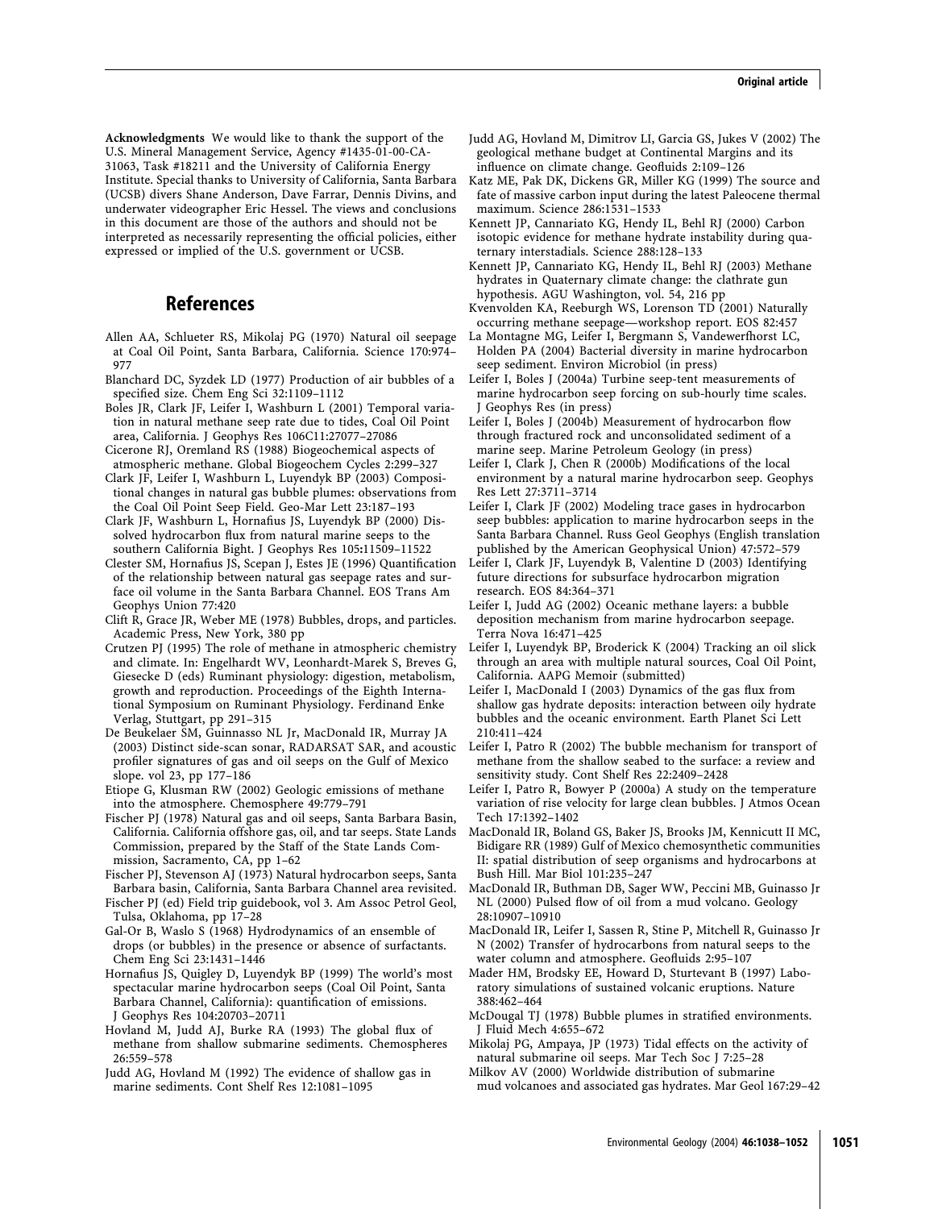**Acknowledgments** We would like to thank the support of the U.S. Mineral Management Service, Agency #1435-01-00-CA-31063, Task #18211 and the University of California Energy Institute. Special thanks to University of California, Santa Barbara (UCSB) divers Shane Anderson, Dave Farrar, Dennis Divins, and underwater videographer Eric Hessel. The views and conclusions in this document are those of the authors and should not be interpreted as necessarily representing the official policies, either expressed or implied of the U.S. government or UCSB.

## References

Allen AA, Schlueter RS, Mikolaj PG (1970) Natural oil seepage at Coal Oil Point, Santa Barbara, California. Science 170:974–977

Blanchard DC, Syzdek LD (1977) Production of air bubbles of a specified size. Chem Eng Sci 32:1109–1112

Boles JR, Clark JF, Leifer I, Washburn L (2001) Temporal variation in natural methane seep rate due to tides, Coal Oil Point area, California. J Geophys Res 106C11:27077–27086

Cicerone RJ, Oremland RS (1988) Biogeochemical aspects of atmospheric methane. Global Biogeochem Cycles 2:299–327

Clark JF, Leifer I, Washburn L, Luyendyk BP (2003) Compositional changes in natural gas bubble plumes: observations from the Coal Oil Point Seep Field. Geo-Mar Lett 23:187–193

Clark JF, Washburn L, Hornafius JS, Luyendyk BP (2000) Dissolved hydrocarbon flux from natural marine seeps to the southern California Bight. J Geophys Res 105:11509–11522

Clester SM, Hornafius JS, Scepan J, Estes JE (1996) Quantification of the relationship between natural gas seepage rates and surface oil volume in the Santa Barbara Channel. EOS Trans Am Geophys Union 77:420

Clift R, Grace JR, Weber ME (1978) Bubbles, drops, and particles. Academic Press, New York, 380 pp

Crutzen PJ (1995) The role of methane in atmospheric chemistry and climate. In: Engelhardt WV, Leonhardt-Marek S, Breves G, Giesecke D (eds) Ruminant physiology: digestion, metabolism, growth and reproduction. Proceedings of the Eighth International Symposium on Ruminant Physiology. Ferdinand Enke Verlag, Stuttgart, pp 291–315

De Beukelaer SM, Guinnasso NL Jr, MacDonald IR, Murray JA (2003) Distinct side-scan sonar, RADARSAT SAR, and acoustic profiler signatures of gas and oil seeps on the Gulf of Mexico slope. vol 23, pp 177–186

Etiope G, Klusman RW (2002) Geologic emissions of methane into the atmosphere. Chemosphere 49:779–791

Fischer PJ (1978) Natural gas and oil seeps, Santa Barbara Basin, California. California offshore gas, oil, and tar seeps. State Lands Commission, prepared by the Staff of the State Lands Commission, Sacramento, CA, pp 1–62

Fischer PJ, Stevenson AJ (1973) Natural hydrocarbon seeps, Santa Barbara basin, California, Santa Barbara Channel area revisited. Fischer PJ (ed) Field trip guidebook, vol 3. Am Assoc Petrol Geol, Tulsa, Oklahoma, pp 17–28

Gal-Or B, Waslo S (1968) Hydrodynamics of an ensemble of drops (or bubbles) in the presence or absence of surfactants. Chem Eng Sci 23:1431–1446

Hornafius JS, Quigley D, Luyendyk BP (1999) The world's most spectacular marine hydrocarbon seeps (Coal Oil Point, Santa Barbara Channel, California): quantification of emissions. J Geophys Res 104:20703–20711

Hovland M, Judd AJ, Burke RA (1993) The global flux of methane from shallow submarine sediments. Chemospheres 26:559–578

Judd AG, Hovland M (1992) The evidence of shallow gas in marine sediments. Cont Shelf Res 12:1081–1095

Judd AG, Hovland M, Dimitrov LI, Garcia GS, Jukes V (2002) The geological methane budget at Continental Margins and its influence on climate change. Geofluids 2:109–126

Katz ME, Pak DK, Dickens GR, Miller KG (1999) The source and fate of massive carbon input during the latest Paleocene thermal maximum. Science 286:1531–1533

Kennett JP, Cannariato KG, Hendy IL, Behl RJ (2000) Carbon isotopic evidence for methane hydrate instability during quaternary interstadials. Science 288:128–133

Kennett JP, Cannariato KG, Hendy IL, Behl RJ (2003) Methane hydrates in Quaternary climate change: the clathrate gun hypothesis. AGU Washington, vol. 54, 216 pp

Kvenvolden KA, Reeburgh WS, Lorenson TD (2001) Naturally occurring methane seepage—workshop report. EOS 82:457

La Montagne MG, Leifer I, Bergmann S, Vandewerfhorst LC, Holden PA (2004) Bacterial diversity in marine hydrocarbon seep sediment. Environ Microbiol (in press)

Leifer I, Boles J (2004a) Turbine seep-tent measurements of marine hydrocarbon seep forcing on sub-hourly time scales. J Geophys Res (in press)

Leifer I, Boles J (2004b) Measurement of hydrocarbon flow through fractured rock and unconsolidated sediment of a marine seep. Marine Petroleum Geology (in press)

Leifer I, Clark J, Chen R (2000b) Modifications of the local environment by a natural marine hydrocarbon seep. Geophys Res Lett 27:3711–3714

Leifer I, Clark JF (2002) Modeling trace gases in hydrocarbon seep bubbles: application to marine hydrocarbon seeps in the Santa Barbara Channel. Russ Geol Geophys (English translation published by the American Geophysical Union) 47:572–579

Leifer I, Clark JF, Luyendyk B, Valentine D (2003) Identifying future directions for subsurface hydrocarbon migration research. EOS 84:364–371

Leifer I, Judd AG (2002) Oceanic methane layers: a bubble deposition mechanism from marine hydrocarbon seepage. Terra Nova 16:471–425

Leifer I, Luyendyk BP, Broderick K (2004) Tracking an oil slick through an area with multiple natural sources, Coal Oil Point, California. AAPG Memoir (submitted)

Leifer I, MacDonald I (2003) Dynamics of the gas flux from shallow gas hydrate deposits: interaction between oily hydrate bubbles and the oceanic environment. Earth Planet Sci Lett 210:411–424

Leifer I, Patro R (2002) The bubble mechanism for transport of methane from the shallow seabed to the surface: a review and sensitivity study. Cont Shelf Res 22:2409–2428

Leifer I, Patro R, Bowyer P (2000a) A study on the temperature variation of rise velocity for large clean bubbles. J Atmos Ocean Tech 17:1392–1402

MacDonald IR, Boland GS, Baker JS, Brooks JM, Kennicutt II MC, Bidigare RR (1989) Gulf of Mexico chemosynthetic communities II: spatial distribution of seep organisms and hydrocarbons at Bush Hill. Mar Biol 101:235–247

MacDonald IR, Buthman DB, Sager WW, Peccini MB, Guinasso Jr NL (2000) Pulsed flow of oil from a mud volcano. Geology 28:10907–10910

MacDonald IR, Leifer I, Sassen R, Stine P, Mitchell R, Guinasso Jr N (2002) Transfer of hydrocarbons from natural seeps to the water column and atmosphere. Geofluids 2:95–107

Mader HM, Brodsky EE, Howard D, Sturtevant B (1997) Laboratory simulations of sustained volcanic eruptions. Nature 388:462–464

McDougal TJ (1978) Bubble plumes in stratified environments. J Fluid Mech 4:655–672

Mikolaj PG, Ampaya, JP (1973) Tidal effects on the activity of natural submarine oil seeps. Mar Tech Soc J 7:25–28

Milkov AV (2000) Worldwide distribution of submarine mud volcanoes and associated gas hydrates. Mar Geol 167:29–42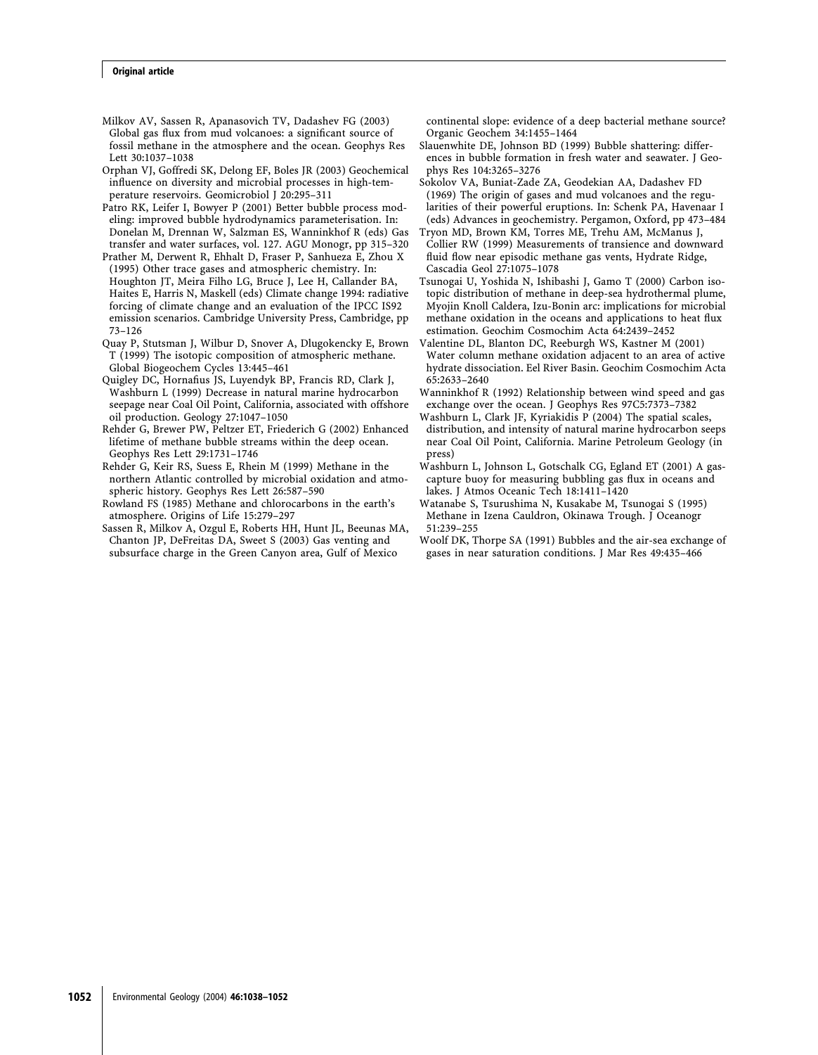Milkov AV, Sassen R, Apanasovich TV, Dadashev FG (2003) Global gas flux from mud volcanoes: a significant source of fossil methane in the atmosphere and the ocean. Geophys Res Lett 30:1037–1038

Orphan VJ, Goffredi SK, Delong EF, Boles JR (2003) Geochemical influence on diversity and microbial processes in high-temperature reservoirs. Geomicrobiol J 20:295–311

Patro RK, Leifer I, Bowyer P (2001) Better bubble process modeling: improved bubble hydrodynamics parameterisation. In: Donelan M, Drennan W, Salzman ES, Wanninkhof R (eds) Gas transfer and water surfaces, vol. 127. AGU Monogr, pp 315–320

Prather M, Derwent R, Ehhalt D, Fraser P, Sanhueza E, Zhou X (1995) Other trace gases and atmospheric chemistry. In: Houghton JT, Meira Filho LG, Bruce J, Lee H, Callander BA, Haites E, Harris N, Maskell (eds) Climate change 1994: radiative forcing of climate change and an evaluation of the IPCC IS92 emission scenarios. Cambridge University Press, Cambridge, pp 73–126

Quay P, Stutsman J, Wilbur D, Snover A, Dlugokencky E, Brown T (1999) The isotopic composition of atmospheric methane. Global Biogeochem Cycles 13:445–461

Quigley DC, Hornafius JS, Luyendyk BP, Francis RD, Clark J, Washburn L (1999) Decrease in natural marine hydrocarbon seepage near Coal Oil Point, California, associated with offshore oil production. Geology 27:1047–1050

Rehder G, Brewer PW, Peltzer ET, Friederich G (2002) Enhanced lifetime of methane bubble streams within the deep ocean. Geophys Res Lett 29:1731–1746

Rehder G, Keir RS, Suess E, Rhein M (1999) Methane in the northern Atlantic controlled by microbial oxidation and atmospheric history. Geophys Res Lett 26:587–590

Rowland FS (1985) Methane and chlorocarbons in the earth's atmosphere. Origins of Life 15:279–297

Sassen R, Milkov A, Ozgul E, Roberts HH, Hunt JL, Beeunas MA, Chanton JP, DeFreitas DA, Sweet S (2003) Gas venting and subsurface charge in the Green Canyon area, Gulf of Mexico continental slope: evidence of a deep bacterial methane source? Organic Geochem 34:1455–1464

Slauenwhite DE, Johnson BD (1999) Bubble shattering: differences in bubble formation in fresh water and seawater. J Geophys Res 104:3265–3276

Sokolov VA, Buniat-Zade ZA, Geodekian AA, Dadashev FD (1969) The origin of gases and mud volcanoes and the regularities of their powerful eruptions. In: Schenk PA, Havenaar I (eds) Advances in geochemistry. Pergamon, Oxford, pp 473–484

Tryon MD, Brown KM, Torres ME, Trehu AM, McManus J, Collier RW (1999) Measurements of transience and downward fluid flow near episodic methane gas vents, Hydrate Ridge, Cascadia Geol 27:1075–1078

Tsunogai U, Yoshida N, Ishibashi J, Gamo T (2000) Carbon isotopic distribution of methane in deep-sea hydrothermal plume, Myojin Knoll Caldera, Izu-Bonin arc: implications for microbial methane oxidation in the oceans and applications to heat flux estimation. Geochim Cosmochim Acta 64:2439–2452

Valentine DL, Blanton DC, Reeburgh WS, Kastner M (2001) Water column methane oxidation adjacent to an area of active hydrate dissociation. Eel River Basin. Geochim Cosmochim Acta 65:2633–2640

Wanninkhof R (1992) Relationship between wind speed and gas exchange over the ocean. J Geophys Res 97C5:7373–7382

Washburn L, Clark JF, Kyriakidis P (2004) The spatial scales, distribution, and intensity of natural marine hydrocarbon seeps near Coal Oil Point, California. Marine Petroleum Geology (in press)

Washburn L, Johnson L, Gotschalk CG, Egland ET (2001) A gas-capture buoy for measuring bubbling gas flux in oceans and lakes. J Atmos Oceanic Tech 18:1411–1420

Watanabe S, Tsurushima N, Kusakabe M, Tsunogai S (1995) Methane in Izena Cauldron, Okinawa Trough. J Oceanogr 51:239–255

Woolf DK, Thorpe SA (1991) Bubbles and the air-sea exchange of gases in near saturation conditions. J Mar Res 49:435–466